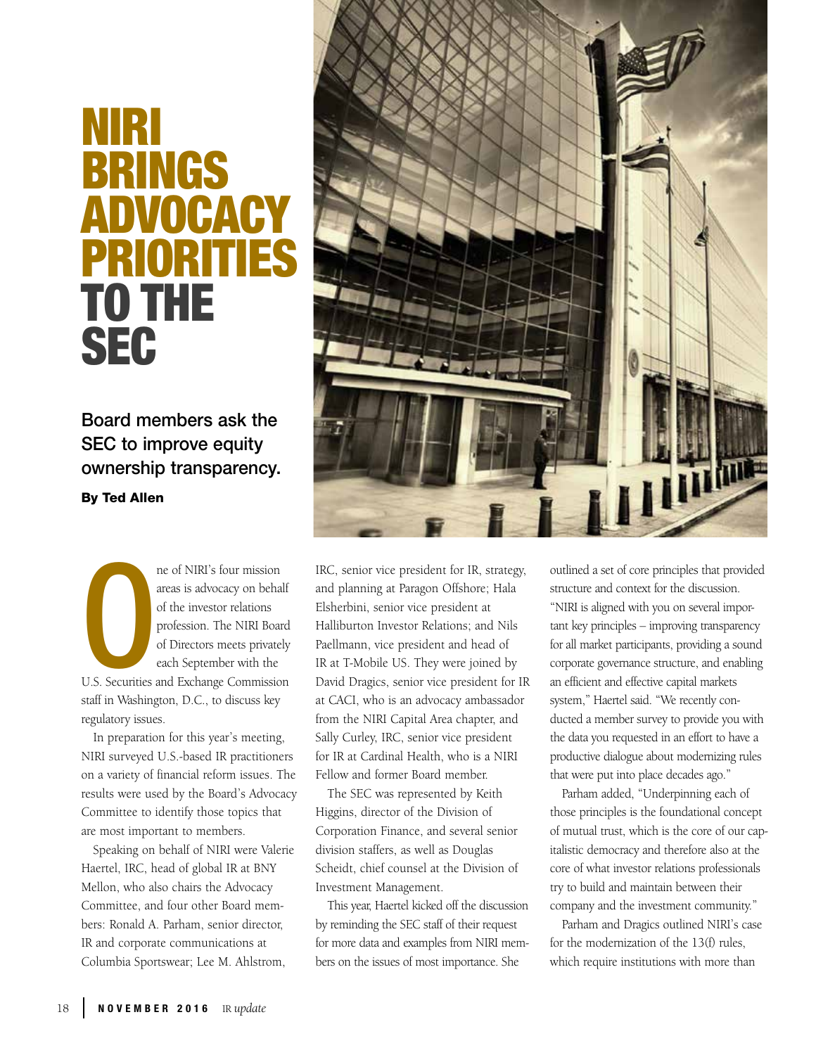# NIRI BRINGS ADVOCACY PRIORITIES TO THE SEC

**Board members ask the SEC to improve equity ownership transparency.**

**By Ted Allen**

One of NIRI's four mission areas is advocacy on behalf of the investor relations profession. The NIRI Board of Directors meets privately each September with the U.S. Securities and Exchange Commission staff in Washington, D.C., to discuss key regulatory issues.

In preparation for this year's meeting, NIRI surveyed U.S.-based IR practitioners on a variety of financial reform issues. The results were used by the Board's Advocacy Committee to identify those topics that are most important to members.

Speaking on behalf of NIRI were Valerie Haertel, IRC, head of global IR at BNY Mellon, who also chairs the Advocacy Committee, and four other Board members: Ronald A. Parham, senior director, IR and corporate communications at Columbia Sportswear; Lee M. Ahlstrom, IRC, senior vice president for IR, strategy, and planning at Paragon Offshore; Hala Elsherbini, senior vice president at Halliburton Investor Relations; and Nils Paellmann, vice president and head of IR at T-Mobile US. They were joined by David Dragics, senior vice president for IR at CACI, who is an advocacy ambassador from the NIRI Capital Area chapter, and Sally Curley, IRC, senior vice president for IR at Cardinal Health, who is a NIRI Fellow and former Board member.

The SEC was represented by Keith Higgins, director of the Division of Corporation Finance, and several senior division staffers, as well as Douglas Scheidt, chief counsel at the Division of Investment Management.

This year, Haertel kicked off the discussion by reminding the SEC staff of their request for more data and examples from NIRI members on the issues of most importance. She outlined a set of core principles that provided structure and context for the discussion. "NIRI is aligned with you on several important key principles – improving transparency for all market participants, providing a sound corporate governance structure, and enabling an efficient and effective capital markets system," Haertel said. "We recently conducted a member survey to provide you with the data you requested in an effort to have a productive dialogue about modernizing rules that were put into place decades ago."

Parham added, "Underpinning each of those principles is the foundational concept of mutual trust, which is the core of our capitalistic democracy and therefore also at the core of what investor relations professionals try to build and maintain between their company and the investment community."

Parham and Dragics outlined NIRI's case for the modernization of the 13(f) rules, which require institutions with more than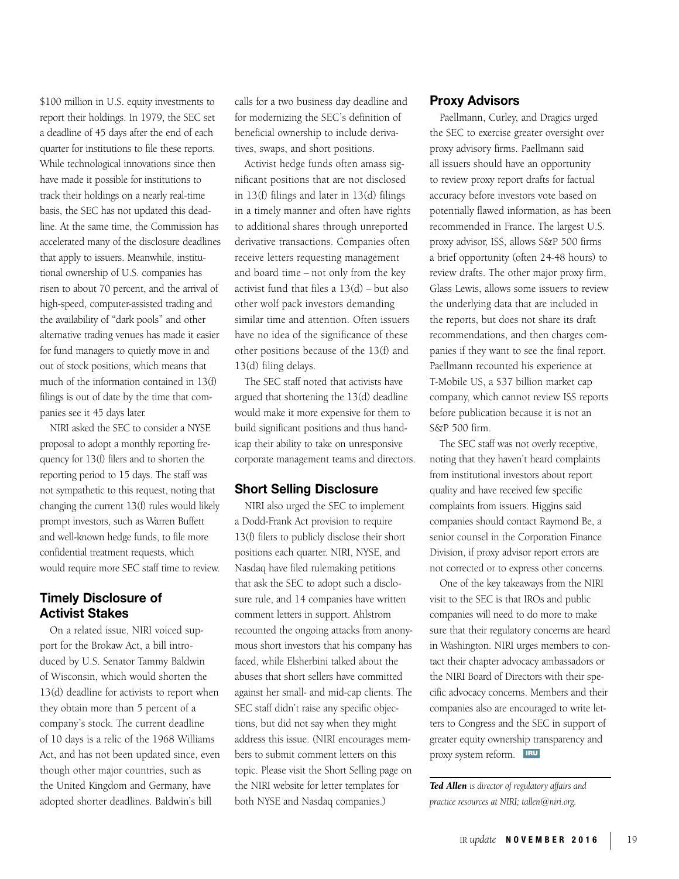$100 million in U.S. equity investments to report their holdings. In 1979, the SEC set a deadline of 45 days after the end of each quarter for institutions to file these reports. While technological innovations since then have made it possible for institutions to track their holdings on a nearly real-time basis, the SEC has not updated this deadline. At the same time, the Commission has accelerated many of the disclosure deadlines that apply to issuers. Meanwhile, institutional ownership of U.S. companies has risen to about 70 percent, and the arrival of high-speed, computer-assisted trading and the availability of "dark pools" and other alternative trading venues has made it easier for fund managers to quietly move in and out of stock positions, which means that much of the information contained in 13(f) filings is out of date by the time that companies see it 45 days later.

NIRI asked the SEC to consider a NYSE proposal to adopt a monthly reporting frequency for 13(f) filers and to shorten the reporting period to 15 days. The staff was not sympathetic to this request, noting that changing the current 13(f) rules would likely prompt investors, such as Warren Buffett and well-known hedge funds, to file more confidential treatment requests, which would require more SEC staff time to review.

## Timely Disclosure of Activist Stakes

On a related issue, NIRI voiced support for the Brokaw Act, a bill introduced by U.S. Senator Tammy Baldwin of Wisconsin, which would shorten the 13(d) deadline for activists to report when they obtain more than 5 percent of a company's stock. The current deadline of 10 days is a relic of the 1968 Williams Act, and has not been updated since, even though other major countries, such as the United Kingdom and Germany, have adopted shorter deadlines. Baldwin's bill calls for a two business day deadline and for modernizing the SEC's definition of beneficial ownership to include derivatives, swaps, and short positions.

Activist hedge funds often amass significant positions that are not disclosed in 13(f) filings and later in 13(d) filings in a timely manner and often have rights to additional shares through unreported derivative transactions. Companies often receive letters requesting management and board time – not only from the key activist fund that files a 13(d) – but also other wolf pack investors demanding similar time and attention. Often issuers have no idea of the significance of these other positions because of the 13(f) and 13(d) filing delays.

The SEC staff noted that activists have argued that shortening the 13(d) deadline would make it more expensive for them to build significant positions and thus handicap their ability to take on unresponsive corporate management teams and directors.

## Short Selling Disclosure

NIRI also urged the SEC to implement a Dodd-Frank Act provision to require 13(f) filers to publicly disclose their short positions each quarter. NIRI, NYSE, and Nasdaq have filed rulemaking petitions that ask the SEC to adopt such a disclosure rule, and 14 companies have written comment letters in support. Ahlstrom recounted the ongoing attacks from anonymous short investors that his company has faced, while Elsherbini talked about the abuses that short sellers have committed against her small- and mid-cap clients. The SEC staff didn't raise any specific objections, but did not say when they might address this issue. (NIRI encourages members to submit comment letters on this topic. Please visit the Short Selling page on the NIRI website for letter templates for both NYSE and Nasdaq companies.)

## Proxy Advisors

Paellmann, Curley, and Dragics urged the SEC to exercise greater oversight over proxy advisory firms. Paellmann said all issuers should have an opportunity to review proxy report drafts for factual accuracy before investors vote based on potentially flawed information, as has been recommended in France. The largest U.S. proxy advisor, ISS, allows S&P 500 firms a brief opportunity (often 24-48 hours) to review drafts. The other major proxy firm, Glass Lewis, allows some issuers to review the underlying data that are included in the reports, but does not share its draft recommendations, and then charges companies if they want to see the final report. Paellmann recounted his experience at T-Mobile US, a $37 billion market cap company, which cannot review ISS reports before publication because it is not an S&P 500 firm.

The SEC staff was not overly receptive, noting that they haven't heard complaints from institutional investors about report quality and have received few specific complaints from issuers. Higgins said companies should contact Raymond Be, a senior counsel in the Corporation Finance Division, if proxy advisor report errors are not corrected or to express other concerns.

One of the key takeaways from the NIRI visit to the SEC is that IROs and public companies will need to do more to make sure that their regulatory concerns are heard in Washington. NIRI urges members to contact their chapter advocacy ambassadors or the NIRI Board of Directors with their specific advocacy concerns. Members and their companies also are encouraged to write letters to Congress and the SEC in support of greater equity ownership transparency and proxy system reform. IRU

***Ted Allen*** *is director of regulatory affairs and practice resources at NIRI; tallen@niri.org.*